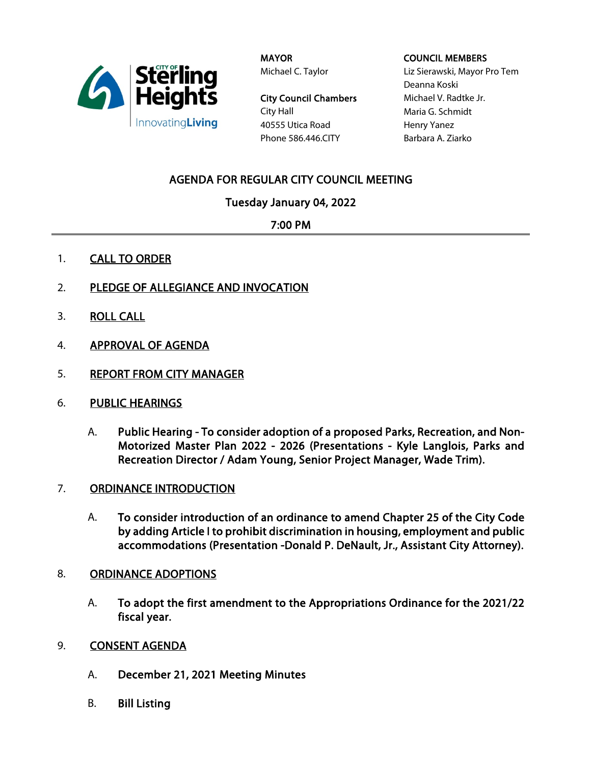City of Sterling Heights
InnovatingLiving

**MAYOR**
Michael C. Taylor

**City Council Chambers**
City Hall
40555 Utica Road
Phone 586.446.CITY

**COUNCIL MEMBERS**
Liz Sierawski, Mayor Pro Tem
Deanna Koski
Michael V. Radtke Jr.
Maria G. Schmidt
Henry Yanez
Barbara A. Ziarko

# AGENDA FOR REGULAR CITY COUNCIL MEETING

## Tuesday January 04, 2022

## 7:00 PM

1. CALL TO ORDER

2. PLEDGE OF ALLEGIANCE AND INVOCATION

3. ROLL CALL

4. APPROVAL OF AGENDA

5. REPORT FROM CITY MANAGER

6. PUBLIC HEARINGS

   A. **Public Hearing - To consider adoption of a proposed Parks, Recreation, and Non-Motorized Master Plan 2022 - 2026 (Presentations - Kyle Langlois, Parks and Recreation Director / Adam Young, Senior Project Manager, Wade Trim).**

7. ORDINANCE INTRODUCTION

   A. **To consider introduction of an ordinance to amend Chapter 25 of the City Code by adding Article I to prohibit discrimination in housing, employment and public accommodations (Presentation -Donald P. DeNault, Jr., Assistant City Attorney).**

8. ORDINANCE ADOPTIONS

   A. **To adopt the first amendment to the Appropriations Ordinance for the 2021/22 fiscal year.**

9. CONSENT AGENDA

   A. **December 21, 2021 Meeting Minutes**

   B. **Bill Listing**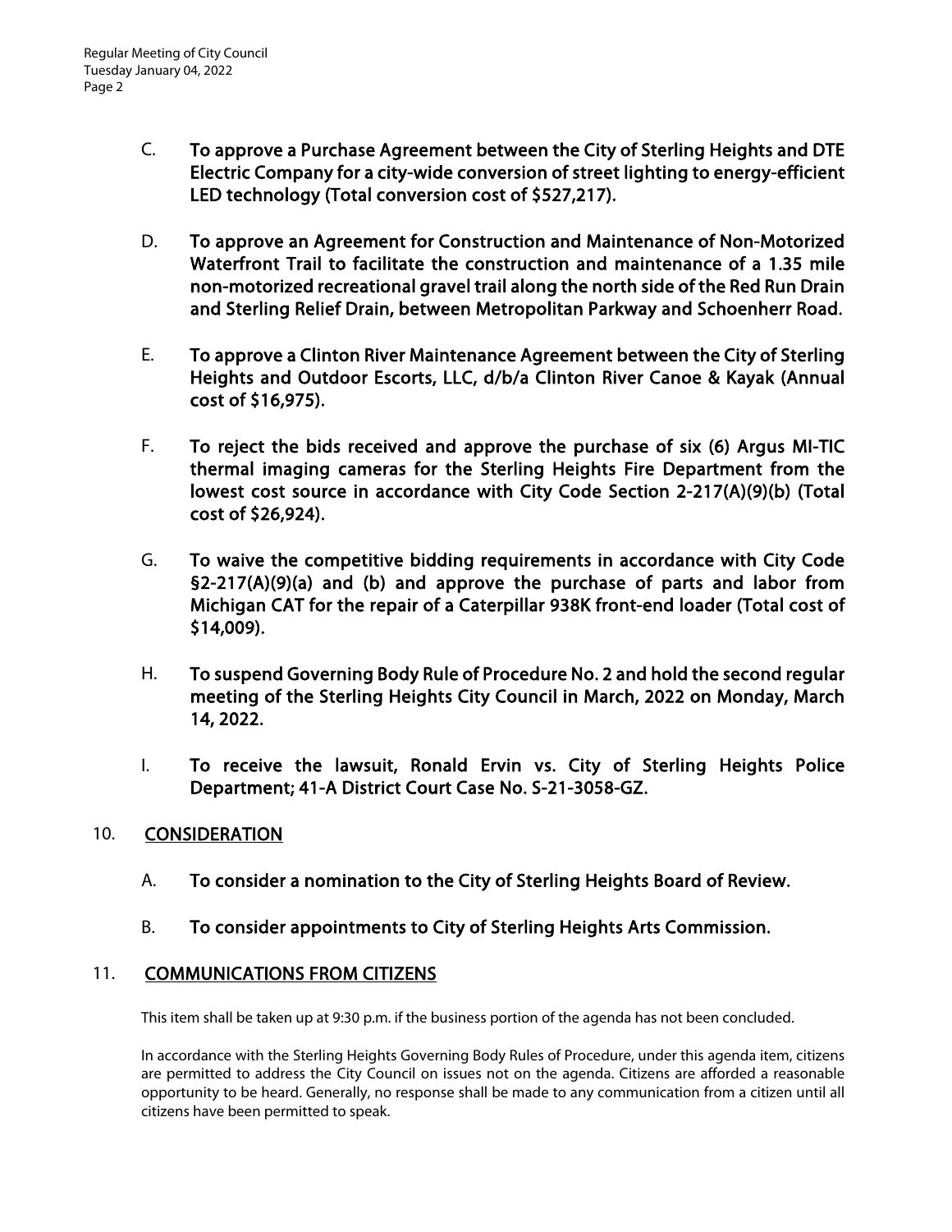C. **To approve a Purchase Agreement between the City of Sterling Heights and DTE Electric Company for a city-wide conversion of street lighting to energy-efficient LED technology (Total conversion cost of $527,217).**

D. **To approve an Agreement for Construction and Maintenance of Non-Motorized Waterfront Trail to facilitate the construction and maintenance of a 1.35 mile non-motorized recreational gravel trail along the north side of the Red Run Drain and Sterling Relief Drain, between Metropolitan Parkway and Schoenherr Road.**

E. **To approve a Clinton River Maintenance Agreement between the City of Sterling Heights and Outdoor Escorts, LLC, d/b/a Clinton River Canoe & Kayak (Annual cost of $16,975).**

F. **To reject the bids received and approve the purchase of six (6) Argus MI-TIC thermal imaging cameras for the Sterling Heights Fire Department from the lowest cost source in accordance with City Code Section 2-217(A)(9)(b) (Total cost of $26,924).**

G. **To waive the competitive bidding requirements in accordance with City Code §2-217(A)(9)(a) and (b) and approve the purchase of parts and labor from Michigan CAT for the repair of a Caterpillar 938K front-end loader (Total cost of $14,009).**

H. **To suspend Governing Body Rule of Procedure No. 2 and hold the second regular meeting of the Sterling Heights City Council in March, 2022 on Monday, March 14, 2022.**

I. **To receive the lawsuit, Ronald Ervin vs. City of Sterling Heights Police Department; 41-A District Court Case No. S-21-3058-GZ.**

## 10. CONSIDERATION

A. **To consider a nomination to the City of Sterling Heights Board of Review.**

B. **To consider appointments to City of Sterling Heights Arts Commission.**

## 11. COMMUNICATIONS FROM CITIZENS

This item shall be taken up at 9:30 p.m. if the business portion of the agenda has not been concluded.

In accordance with the Sterling Heights Governing Body Rules of Procedure, under this agenda item, citizens are permitted to address the City Council on issues not on the agenda. Citizens are afforded a reasonable opportunity to be heard. Generally, no response shall be made to any communication from a citizen until all citizens have been permitted to speak.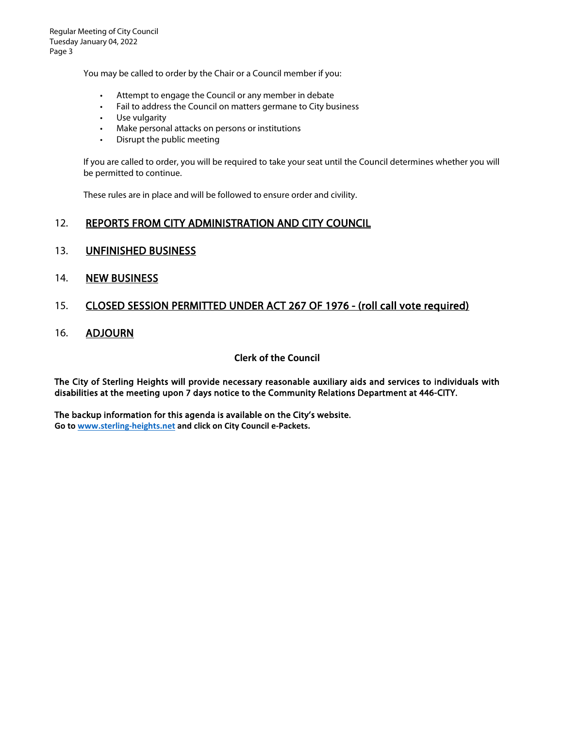You may be called to order by the Chair or a Council member if you:

- Attempt to engage the Council or any member in debate
- Fail to address the Council on matters germane to City business
- Use vulgarity
- Make personal attacks on persons or institutions
- Disrupt the public meeting

If you are called to order, you will be required to take your seat until the Council determines whether you will be permitted to continue.

These rules are in place and will be followed to ensure order and civility.

## 12. REPORTS FROM CITY ADMINISTRATION AND CITY COUNCIL

## 13. UNFINISHED BUSINESS

## 14. NEW BUSINESS

## 15. CLOSED SESSION PERMITTED UNDER ACT 267 OF 1976 - (roll call vote required)

## 16. ADJOURN

**Clerk of the Council**

**The City of Sterling Heights will provide necessary reasonable auxiliary aids and services to individuals with disabilities at the meeting upon 7 days notice to the Community Relations Department at 446-CITY.**

**The backup information for this agenda is available on the City's website.**
**Go to www.sterling-heights.net and click on City Council e-Packets.**